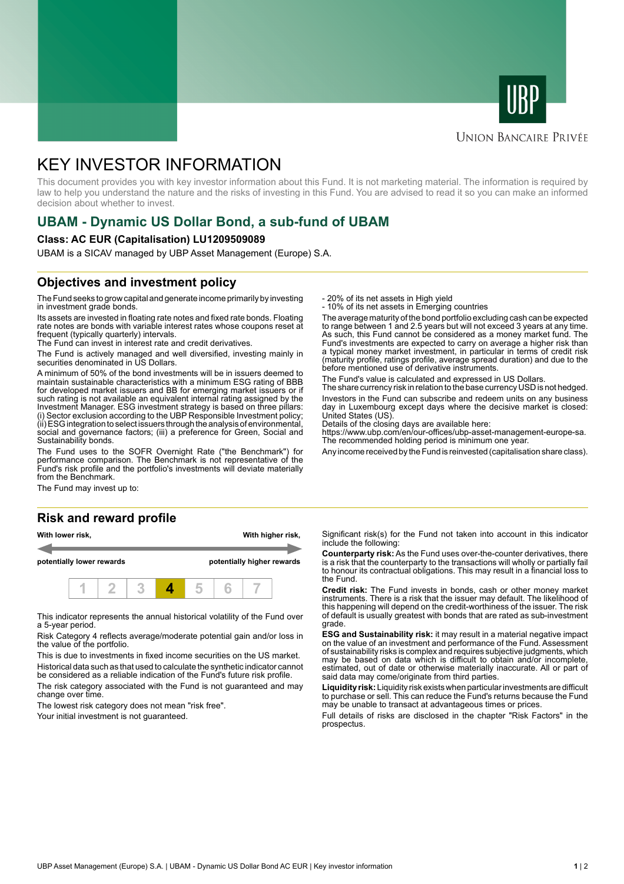UBP

Union Bancaire Privée

# KEY INVESTOR INFORMATION

This document provides you with key investor information about this Fund. It is not marketing material. The information is required by law to help you understand the nature and the risks of investing in this Fund. You are advised to read it so you can make an informed decision about whether to invest.

## UBAM - Dynamic US Dollar Bond, a sub-fund of UBAM

**Class: AC EUR (Capitalisation) LU1209509089**

UBAM is a SICAV managed by UBP Asset Management (Europe) S.A.

## Objectives and investment policy

The Fund seeks to grow capital and generate income primarily by investing in investment grade bonds.

Its assets are invested in floating rate notes and fixed rate bonds. Floating rate notes are bonds with variable interest rates whose coupons reset at frequent (typically quarterly) intervals.

The Fund can invest in interest rate and credit derivatives.

The Fund is actively managed and well diversified, investing mainly in securities denominated in US Dollars.

A minimum of 50% of the bond investments will be in issuers deemed to maintain sustainable characteristics with a minimum ESG rating of BBB for developed market issuers and BB for emerging market issuers or if such rating is not available an equivalent internal rating assigned by the Investment Manager. ESG investment strategy is based on three pillars: (i) Sector exclusion according to the UBP Responsible Investment policy; (ii) ESG integration to select issuers through the analysis of environmental, social and governance factors; (iii) a preference for Green, Social and Sustainability bonds.

The Fund uses to the SOFR Overnight Rate ("the Benchmark") for performance comparison. The Benchmark is not representative of the Fund's risk profile and the portfolio's investments will deviate materially from the Benchmark.

The Fund may invest up to:

- 20% of its net assets in High yield
- 10% of its net assets in Emerging countries

The average maturity of the bond portfolio excluding cash can be expected to range between 1 and 2.5 years but will not exceed 3 years at any time. As such, this Fund cannot be considered as a money market fund. The Fund's investments are expected to carry on average a higher risk than a typical money market investment, in particular in terms of credit risk (maturity profile, ratings profile, average spread duration) and due to the before mentioned use of derivative instruments.

The Fund's value is calculated and expressed in US Dollars.

The share currency risk in relation to the base currency USD is not hedged.

Investors in the Fund can subscribe and redeem units on any business day in Luxembourg except days where the decisive market is closed: United States (US).

Details of the closing days are available here:
https://www.ubp.com/en/our-offices/ubp-asset-management-europe-sa.

The recommended holding period is minimum one year.

Any income received by the Fund is reinvested (capitalisation share class).

## Risk and reward profile

**With lower risk,** **potentially lower rewards** — **With higher risk,** **potentially higher rewards**

| 1 | 2 | 3 | **4** | 5 | 6 | 7 |
|---|---|---|---|---|---|---|

This indicator represents the annual historical volatility of the Fund over a 5-year period.

Risk Category 4 reflects average/moderate potential gain and/or loss in the value of the portfolio.

This is due to investments in fixed income securities on the US market.

Historical data such as that used to calculate the synthetic indicator cannot be considered as a reliable indication of the Fund's future risk profile.

The risk category associated with the Fund is not guaranteed and may change over time.

The lowest risk category does not mean "risk free".

Your initial investment is not guaranteed.

Significant risk(s) for the Fund not taken into account in this indicator include the following:

**Counterparty risk:** As the Fund uses over-the-counter derivatives, there is a risk that the counterparty to the transactions will wholly or partially fail to honour its contractual obligations. This may result in a financial loss to the Fund.

**Credit risk:** The Fund invests in bonds, cash or other money market instruments. There is a risk that the issuer may default. The likelihood of this happening will depend on the credit-worthiness of the issuer. The risk of default is usually greatest with bonds that are rated as sub-investment grade.

**ESG and Sustainability risk:** it may result in a material negative impact on the value of an investment and performance of the Fund. Assessment of sustainability risks is complex and requires subjective judgments, which may be based on data which is difficult to obtain and/or incomplete, estimated, out of date or otherwise materially inaccurate. All or part of said data may come/originate from third parties.

**Liquidity risk:** Liquidity risk exists when particular investments are difficult to purchase or sell. This can reduce the Fund's returns because the Fund may be unable to transact at advantageous times or prices.

Full details of risks are disclosed in the chapter "Risk Factors" in the prospectus.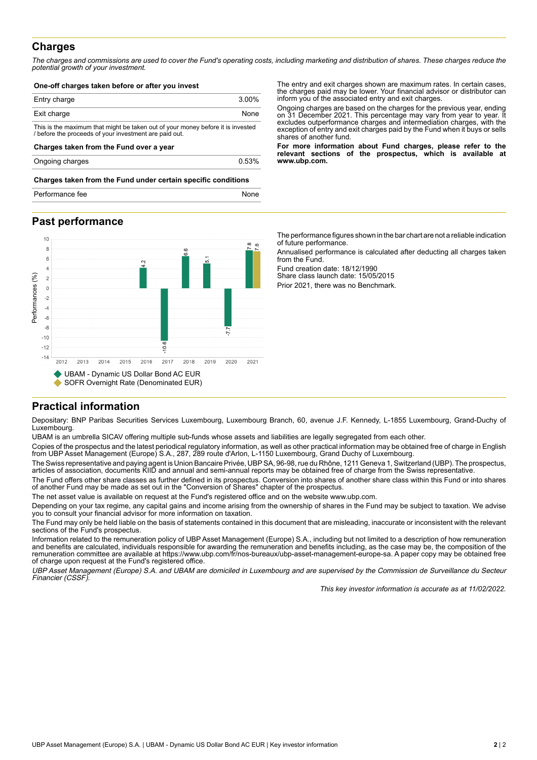## Charges

*The charges and commissions are used to cover the Fund's operating costs, including marketing and distribution of shares. These charges reduce the potential growth of your investment.*

| One-off charges taken before or after you invest | |
|---|---|
| Entry charge | 3.00% |
| Exit charge | None |

This is the maximum that might be taken out of your money before it is invested / before the proceeds of your investment are paid out.

| Charges taken from the Fund over a year | |
|---|---|
| Ongoing charges | 0.53% |

| Charges taken from the Fund under certain specific conditions | |
|---|---|
| Performance fee | None |

The entry and exit charges shown are maximum rates. In certain cases, the charges paid may be lower. Your financial advisor or distributor can inform you of the associated entry and exit charges.

Ongoing charges are based on the charges for the previous year, ending on 31 December 2021. This percentage may vary from year to year. It excludes outperformance charges and intermediation charges, with the exception of entry and exit charges paid by the Fund when it buys or sells shares of another fund.

**For more information about Fund charges, please refer to the relevant sections of the prospectus, which is available at www.ubp.com.**

## Past performance

Performances (%)

10
8
6
4
2
0
-2
-4
-6
-8
-10
-12
-14

2012 2013 2014 2015 2016 2017 2018 2019 2020 2021

4.2
-10.6
6.6
5.1
-7.7
7.8
7.6

UBAM - Dynamic US Dollar Bond AC EUR
SOFR Overnight Rate (Denominated EUR)

The performance figures shown in the bar chart are not a reliable indication of future performance.

Annualised performance is calculated after deducting all charges taken from the Fund.

Fund creation date: 18/12/1990
Share class launch date: 15/05/2015

Prior 2021, there was no Benchmark.

## Practical information

Depositary: BNP Paribas Securities Services Luxembourg, Luxembourg Branch, 60, avenue J.F. Kennedy, L-1855 Luxembourg, Grand-Duchy of Luxembourg.

UBAM is an umbrella SICAV offering multiple sub-funds whose assets and liabilities are legally segregated from each other.

Copies of the prospectus and the latest periodical regulatory information, as well as other practical information may be obtained free of charge in English from UBP Asset Management (Europe) S.A., 287, 289 route d'Arlon, L-1150 Luxembourg, Grand Duchy of Luxembourg.

The Swiss representative and paying agent is Union Bancaire Privée, UBP SA, 96-98, rue du Rhône, 1211 Geneva 1, Switzerland (UBP). The prospectus, articles of association, documents KIID and annual and semi-annual reports may be obtained free of charge from the Swiss representative.

The Fund offers other share classes as further defined in its prospectus. Conversion into shares of another share class within this Fund or into shares of another Fund may be made as set out in the "Conversion of Shares" chapter of the prospectus.

The net asset value is available on request at the Fund's registered office and on the website www.ubp.com.

Depending on your tax regime, any capital gains and income arising from the ownership of shares in the Fund may be subject to taxation. We advise you to consult your financial advisor for more information on taxation.

The Fund may only be held liable on the basis of statements contained in this document that are misleading, inaccurate or inconsistent with the relevant sections of the Fund's prospectus.

Information related to the remuneration policy of UBP Asset Management (Europe) S.A., including but not limited to a description of how remuneration and benefits are calculated, individuals responsible for awarding the remuneration and benefits including, as the case may be, the composition of the remuneration committee are available at https://www.ubp.com/fr/nos-bureaux/ubp-asset-management-europe-sa. A paper copy may be obtained free of charge upon request at the Fund's registered office.

*UBP Asset Management (Europe) S.A. and UBAM are domiciled in Luxembourg and are supervised by the Commission de Surveillance du Secteur Financier (CSSF).*

*This key investor information is accurate as at 11/02/2022.*